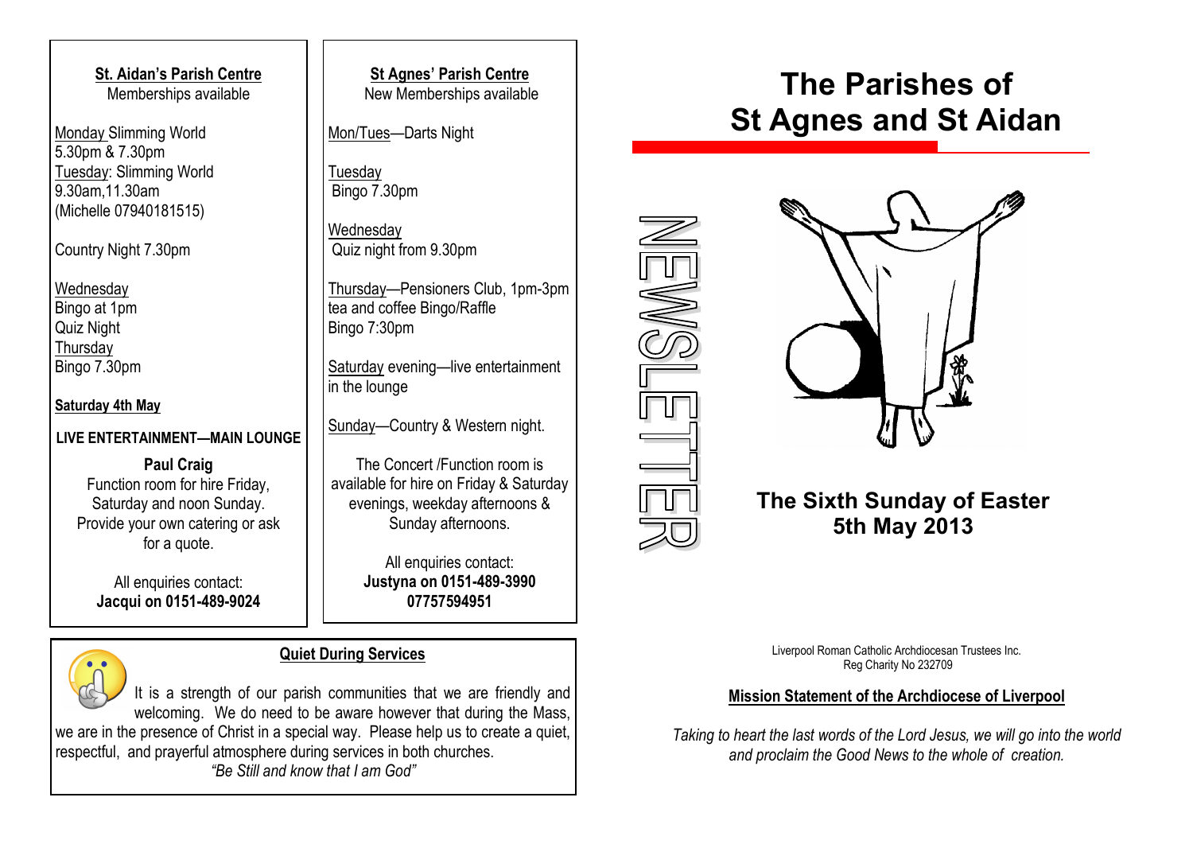# The Parishes of St Agnes and St Aidan

NEWSLETTER

## The Sixth Sunday of Easter
## 5th May 2013

Liverpool Roman Catholic Archdiocesan Trustees Inc.
Reg Charity No 232709

**Mission Statement of the Archdiocese of Liverpool**

*Taking to heart the last words of the Lord Jesus, we will go into the world and proclaim the Good News to the whole of creation.*

---

**St. Aidan's Parish Centre**
Memberships available

Monday Slimming World
5.30pm & 7.30pm
Tuesday: Slimming World
9.30am,11.30am
(Michelle 07940181515)

Country Night 7.30pm

Wednesday
Bingo at 1pm
Quiz Night
Thursday
Bingo 7.30pm

**Saturday 4th May**

**LIVE ENTERTAINMENT—MAIN LOUNGE**

**Paul Craig**

Function room for hire Friday, Saturday and noon Sunday. Provide your own catering or ask for a quote.

All enquiries contact:
**Jacqui on 0151-489-9024**

---

**St Agnes' Parish Centre**
New Memberships available

Mon/Tues—Darts Night

Tuesday
Bingo 7.30pm

Wednesday
Quiz night from 9.30pm

Thursday—Pensioners Club, 1pm-3pm tea and coffee Bingo/Raffle
Bingo 7:30pm

Saturday evening—live entertainment in the lounge

Sunday—Country & Western night.

The Concert /Function room is available for hire on Friday & Saturday evenings, weekday afternoons & Sunday afternoons.

All enquiries contact:
**Justyna on 0151-489-3990**
**07757594951**

---

**Quiet During Services**

It is a strength of our parish communities that we are friendly and welcoming. We do need to be aware however that during the Mass, we are in the presence of Christ in a special way. Please help us to create a quiet, respectful, and prayerful atmosphere during services in both churches.

*"Be Still and know that I am God"*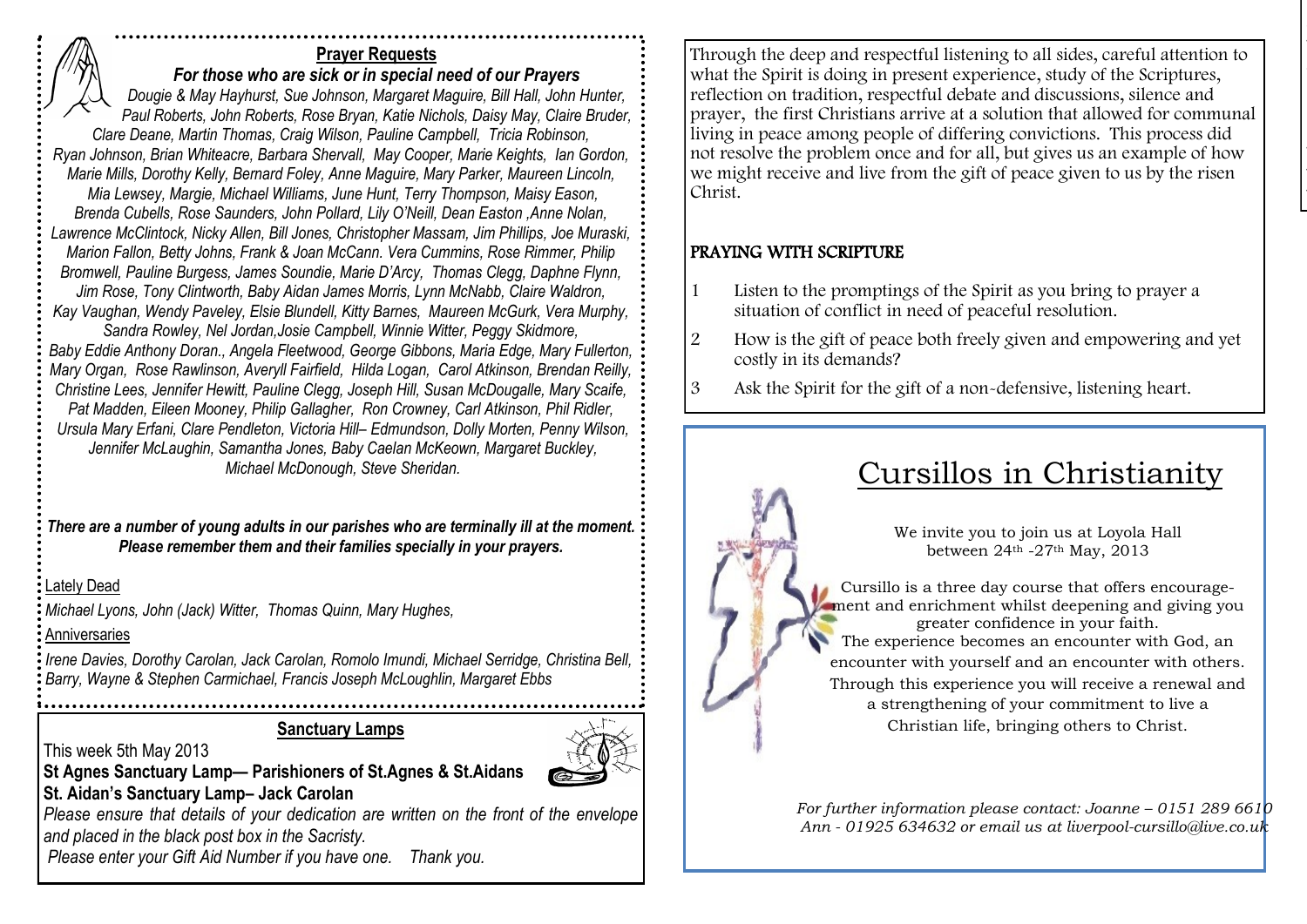## Prayer Requests

### *For those who are sick or in special need of our Prayers*

*Dougie & May Hayhurst, Sue Johnson, Margaret Maguire, Bill Hall, John Hunter, Paul Roberts, John Roberts, Rose Bryan, Katie Nichols, Daisy May, Claire Bruder, Clare Deane, Martin Thomas, Craig Wilson, Pauline Campbell, Tricia Robinson, Ryan Johnson, Brian Whiteacre, Barbara Shervall, May Cooper, Marie Keights, Ian Gordon, Marie Mills, Dorothy Kelly, Bernard Foley, Anne Maguire, Mary Parker, Maureen Lincoln, Mia Lewsey, Margie, Michael Williams, June Hunt, Terry Thompson, Maisy Eason, Brenda Cubells, Rose Saunders, John Pollard, Lily O'Neill, Dean Easton ,Anne Nolan, Lawrence McClintock, Nicky Allen, Bill Jones, Christopher Massam, Jim Phillips, Joe Muraski, Marion Fallon, Betty Johns, Frank & Joan McCann. Vera Cummins, Rose Rimmer, Philip Bromwell, Pauline Burgess, James Soundie, Marie D'Arcy, Thomas Clegg, Daphne Flynn, Jim Rose, Tony Clintworth, Baby Aidan James Morris, Lynn McNabb, Claire Waldron, Kay Vaughan, Wendy Paveley, Elsie Blundell, Kitty Barnes, Maureen McGurk, Vera Murphy, Sandra Rowley, Nel Jordan,Josie Campbell, Winnie Witter, Peggy Skidmore, Baby Eddie Anthony Doran., Angela Fleetwood, George Gibbons, Maria Edge, Mary Fullerton, Mary Organ, Rose Rawlinson, Averyll Fairfield, Hilda Logan, Carol Atkinson, Brendan Reilly, Christine Lees, Jennifer Hewitt, Pauline Clegg, Joseph Hill, Susan McDougalle, Mary Scaife, Pat Madden, Eileen Mooney, Philip Gallagher, Ron Crowney, Carl Atkinson, Phil Ridler, Ursula Mary Erfani, Clare Pendleton, Victoria Hill– Edmundson, Dolly Morten, Penny Wilson, Jennifer McLaughin, Samantha Jones, Baby Caelan McKeown, Margaret Buckley, Michael McDonough, Steve Sheridan.*

***There are a number of young adults in our parishes who are terminally ill at the moment. Please remember them and their families specially in your prayers.***

Lately Dead

*Michael Lyons, John (Jack) Witter, Thomas Quinn, Mary Hughes,*

Anniversaries

*Irene Davies, Dorothy Carolan, Jack Carolan, Romolo Imundi, Michael Serridge, Christina Bell, Barry, Wayne & Stephen Carmichael, Francis Joseph McLoughlin, Margaret Ebbs*

## Sanctuary Lamps

This week 5th May 2013

**St Agnes Sanctuary Lamp— Parishioners of St.Agnes & St.Aidans**

**St. Aidan's Sanctuary Lamp– Jack Carolan**

*Please ensure that details of your dedication are written on the front of the envelope and placed in the black post box in the Sacristy.*

*Please enter your Gift Aid Number if you have one. Thank you.*

Through the deep and respectful listening to all sides, careful attention to what the Spirit is doing in present experience, study of the Scriptures, reflection on tradition, respectful debate and discussions, silence and prayer, the first Christians arrive at a solution that allowed for communal living in peace among people of differing convictions. This process did not resolve the problem once and for all, but gives us an example of how we might receive and live from the gift of peace given to us by the risen Christ.

### PRAYING WITH SCRIPTURE

1. Listen to the promptings of the Spirit as you bring to prayer a situation of conflict in need of peaceful resolution.
2. How is the gift of peace both freely given and empowering and yet costly in its demands?
3. Ask the Spirit for the gift of a non-defensive, listening heart.

## Cursillos in Christianity

We invite you to join us at Loyola Hall between 24th -27th May, 2013

Cursillo is a three day course that offers encouragement and enrichment whilst deepening and giving you greater confidence in your faith.
The experience becomes an encounter with God, an encounter with yourself and an encounter with others. Through this experience you will receive a renewal and a strengthening of your commitment to live a Christian life, bringing others to Christ.

*For further information please contact: Joanne – 0151 289 6610 Ann - 01925 634632 or email us at liverpool-cursillo@live.co.uk*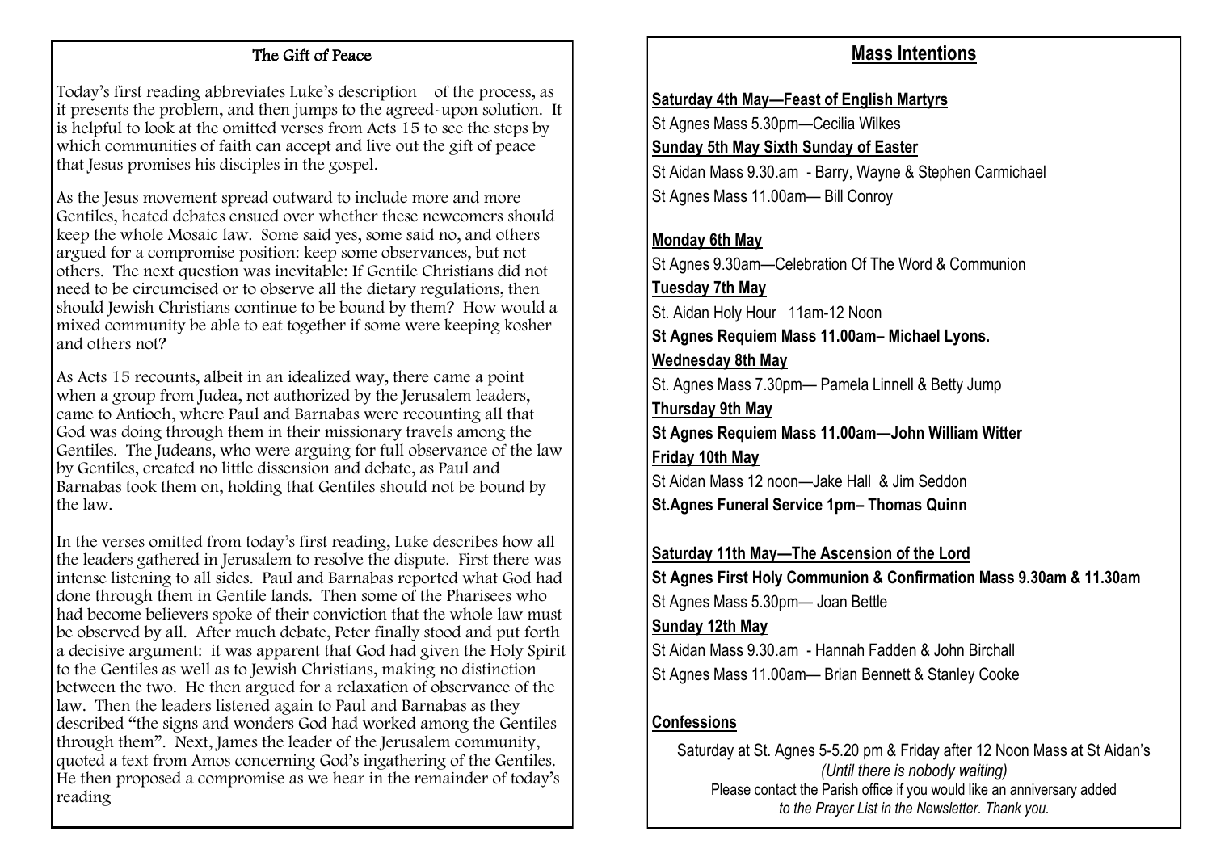## The Gift of Peace

Today's first reading abbreviates Luke's description of the process, as it presents the problem, and then jumps to the agreed-upon solution. It is helpful to look at the omitted verses from Acts 15 to see the steps by which communities of faith can accept and live out the gift of peace that Jesus promises his disciples in the gospel.

As the Jesus movement spread outward to include more and more Gentiles, heated debates ensued over whether these newcomers should keep the whole Mosaic law. Some said yes, some said no, and others argued for a compromise position: keep some observances, but not others. The next question was inevitable: If Gentile Christians did not need to be circumcised or to observe all the dietary regulations, then should Jewish Christians continue to be bound by them? How would a mixed community be able to eat together if some were keeping kosher and others not?

As Acts 15 recounts, albeit in an idealized way, there came a point when a group from Judea, not authorized by the Jerusalem leaders, came to Antioch, where Paul and Barnabas were recounting all that God was doing through them in their missionary travels among the Gentiles. The Judeans, who were arguing for full observance of the law by Gentiles, created no little dissension and debate, as Paul and Barnabas took them on, holding that Gentiles should not be bound by the law.

In the verses omitted from today's first reading, Luke describes how all the leaders gathered in Jerusalem to resolve the dispute. First there was intense listening to all sides. Paul and Barnabas reported what God had done through them in Gentile lands. Then some of the Pharisees who had become believers spoke of their conviction that the whole law must be observed by all. After much debate, Peter finally stood and put forth a decisive argument: it was apparent that God had given the Holy Spirit to the Gentiles as well as to Jewish Christians, making no distinction between the two. He then argued for a relaxation of observance of the law. Then the leaders listened again to Paul and Barnabas as they described "the signs and wonders God had worked among the Gentiles through them". Next, James the leader of the Jerusalem community, quoted a text from Amos concerning God's ingathering of the Gentiles. He then proposed a compromise as we hear in the remainder of today's reading

## Mass Intentions

**Saturday 4th May—Feast of English Martyrs**

St Agnes Mass 5.30pm—Cecilia Wilkes

**Sunday 5th May Sixth Sunday of Easter**

St Aidan Mass 9.30.am - Barry, Wayne & Stephen Carmichael

St Agnes Mass 11.00am— Bill Conroy

**Monday 6th May**

St Agnes 9.30am—Celebration Of The Word & Communion

**Tuesday 7th May**

St. Aidan Holy Hour 11am-12 Noon

**St Agnes Requiem Mass 11.00am– Michael Lyons.**

**Wednesday 8th May**

St. Agnes Mass 7.30pm— Pamela Linnell & Betty Jump

**Thursday 9th May**

**St Agnes Requiem Mass 11.00am—John William Witter**

**Friday 10th May**

St Aidan Mass 12 noon—Jake Hall & Jim Seddon

**St.Agnes Funeral Service 1pm– Thomas Quinn**

**Saturday 11th May—The Ascension of the Lord**

**St Agnes First Holy Communion & Confirmation Mass 9.30am & 11.30am**

St Agnes Mass 5.30pm— Joan Bettle

**Sunday 12th May**

St Aidan Mass 9.30.am - Hannah Fadden & John Birchall

St Agnes Mass 11.00am— Brian Bennett & Stanley Cooke

**Confessions**

Saturday at St. Agnes 5-5.20 pm & Friday after 12 Noon Mass at St Aidan's *(Until there is nobody waiting)*

Please contact the Parish office if you would like an anniversary added *to the Prayer List in the Newsletter. Thank you.*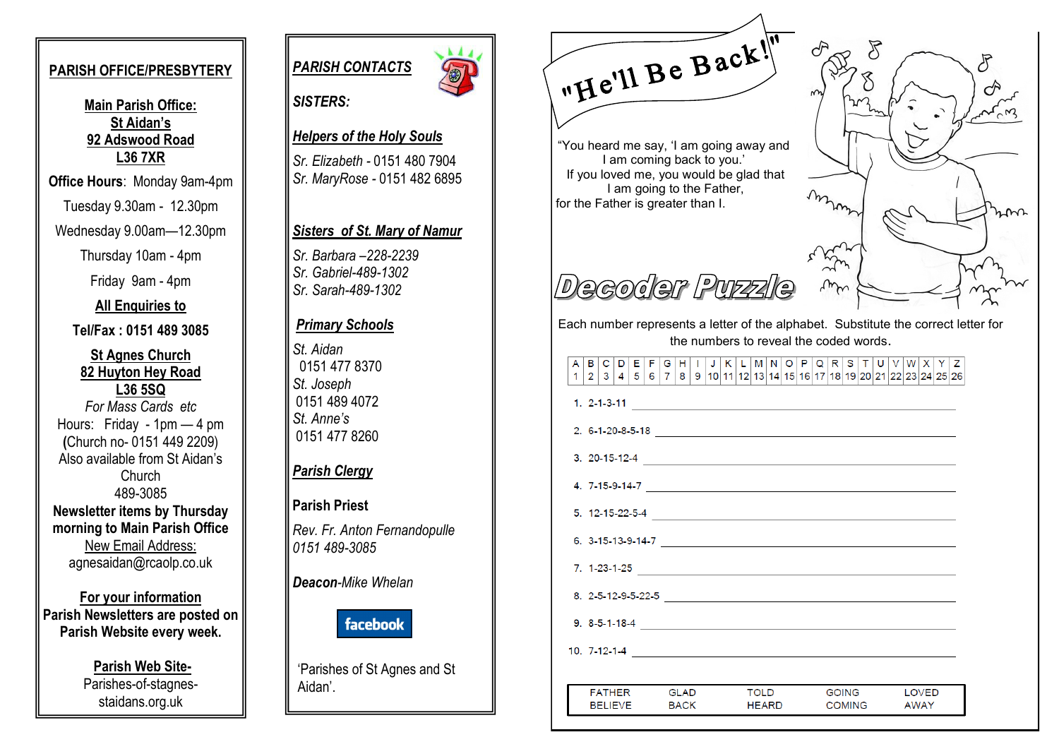## PARISH OFFICE/PRESBYTERY

**Main Parish Office:**
**St Aidan's**
**92 Adswood Road**
**L36 7XR**

**Office Hours**: Monday 9am-4pm

Tuesday 9.30am - 12.30pm

Wednesday 9.00am—12.30pm

Thursday 10am - 4pm

Friday 9am - 4pm

**All Enquiries to**

**Tel/Fax : 0151 489 3085**

**St Agnes Church**
**82 Huyton Hey Road**
**L36 5SQ**

*For Mass Cards etc*

Hours: Friday - 1pm — 4 pm

(Church no- 0151 449 2209)

Also available from St Aidan's Church

489-3085

**Newsletter items by Thursday morning to Main Parish Office**

New Email Address:

agnesaidan@rcaolp.co.uk

**For your information**

**Parish Newsletters are posted on Parish Website every week.**

**Parish Web Site-**

Parishes-of-stagnes-staidans.org.uk

## *PARISH CONTACTS*

***SISTERS:***

***Helpers of the Holy Souls***

*Sr. Elizabeth* - 0151 480 7904
*Sr. MaryRose* - 0151 482 6895

***Sisters of St. Mary of Namur***

*Sr. Barbara –228-2239*
*Sr. Gabriel-489-1302*
*Sr. Sarah-489-1302*

***Primary Schools***

*St. Aidan*
0151 477 8370
*St. Joseph*
0151 489 4072
*St. Anne's*
0151 477 8260

***Parish Clergy***

**Parish Priest**

*Rev. Fr. Anton Fernandopulle*
*0151 489-3085*

***Deacon****-Mike Whelan*

facebook

'Parishes of St Agnes and St Aidan'.

## "He'll Be Back!"

"You heard me say, 'I am going away and I am coming back to you.' If you loved me, you would be glad that I am going to the Father, for the Father is greater than I.

## Decoder Puzzle

Each number represents a letter of the alphabet. Substitute the correct letter for the numbers to reveal the coded words.

| A | B | C | D | E | F | G | H | I | J | K | L | M | N | O | P | Q | R | S | T | U | V | W | X | Y | Z |
|---|---|---|---|---|---|---|---|---|---|---|---|---|---|---|---|---|---|---|---|---|---|---|---|---|---|
| 1 | 2 | 3 | 4 | 5 | 6 | 7 | 8 | 9 | 10 | 11 | 12 | 13 | 14 | 15 | 16 | 17 | 18 | 19 | 20 | 21 | 22 | 23 | 24 | 25 | 26 |

1. 2-1-3-11 ______
2. 6-1-20-8-5-18 ______
3. 20-15-12-4 ______
4. 7-15-9-14-7 ______
5. 12-15-22-5-4 ______
6. 3-15-13-9-14-7 ______
7. 1-23-1-25 ______
8. 2-5-12-9-5-22-5 ______
9. 8-5-1-18-4 ______
10. 7-12-1-4 ______

| FATHER | GLAD | TOLD | GOING | LOVED |
|---|---|---|---|---|
| BELIEVE | BACK | HEARD | COMING | AWAY |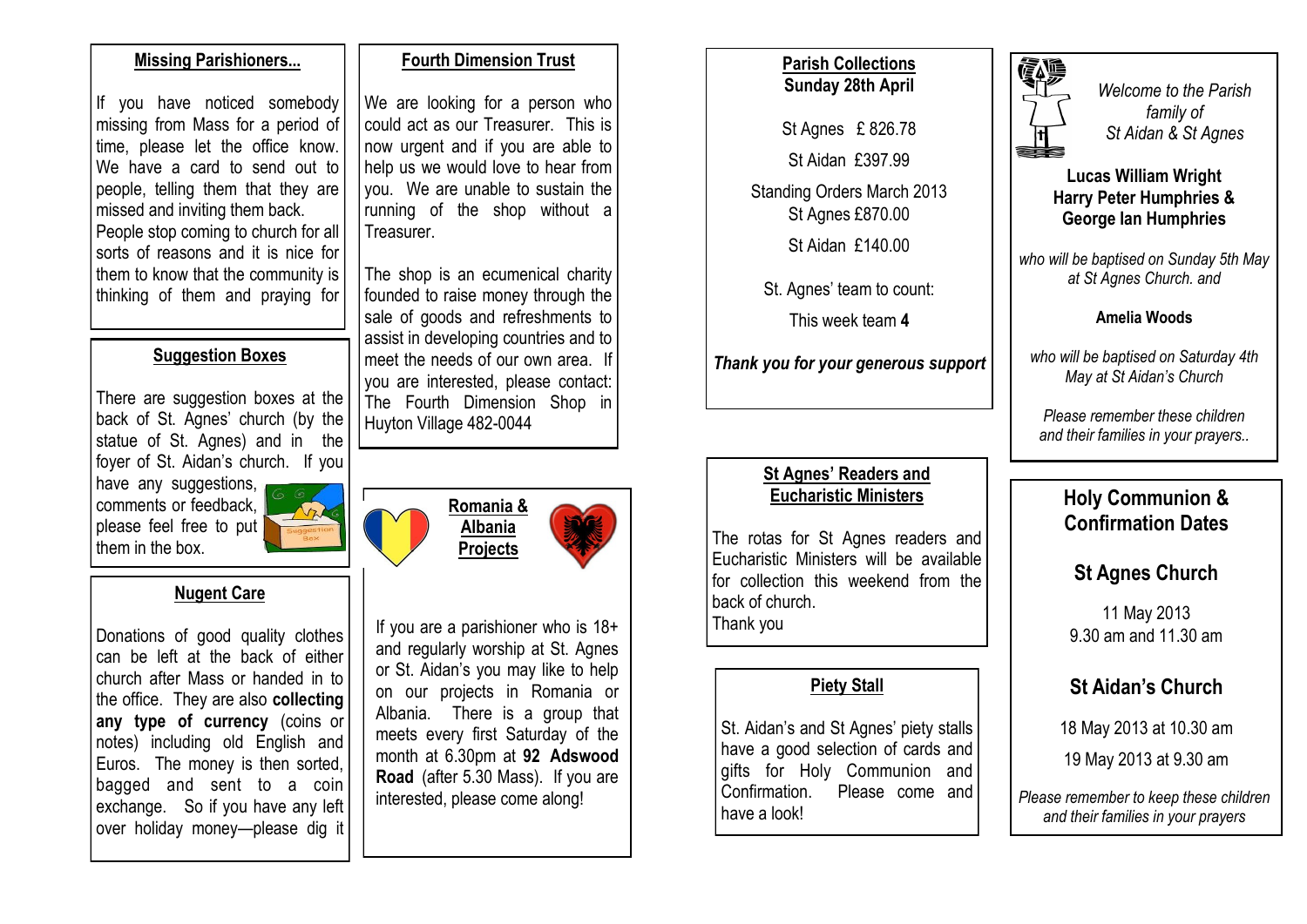## Missing Parishioners...

If you have noticed somebody missing from Mass for a period of time, please let the office know. We have a card to send out to people, telling them that they are missed and inviting them back. People stop coming to church for all sorts of reasons and it is nice for them to know that the community is thinking of them and praying for

## Suggestion Boxes

There are suggestion boxes at the back of St. Agnes' church (by the statue of St. Agnes) and in the foyer of St. Aidan's church. If you have any suggestions, comments or feedback, please feel free to put them in the box.

## Nugent Care

Donations of good quality clothes can be left at the back of either church after Mass or handed in to the office. They are also **collecting any type of currency** (coins or notes) including old English and Euros. The money is then sorted, bagged and sent to a coin exchange. So if you have any left over holiday money—please dig it

## Fourth Dimension Trust

We are looking for a person who could act as our Treasurer. This is now urgent and if you are able to help us we would love to hear from you. We are unable to sustain the running of the shop without a Treasurer.

The shop is an ecumenical charity founded to raise money through the sale of goods and refreshments to assist in developing countries and to meet the needs of our own area. If you are interested, please contact: The Fourth Dimension Shop in Huyton Village 482-0044

## Romania & Albania Projects

If you are a parishioner who is 18+ and regularly worship at St. Agnes or St. Aidan's you may like to help on our projects in Romania or Albania. There is a group that meets every first Saturday of the month at 6.30pm at **92 Adswood Road** (after 5.30 Mass). If you are interested, please come along!

## Parish Collections
**Sunday 28th April**

St Agnes £ 826.78

St Aidan £397.99

Standing Orders March 2013
St Agnes £870.00

St Aidan £140.00

St. Agnes' team to count:

This week team **4**

***Thank you for your generous support***

## St Agnes' Readers and Eucharistic Ministers

The rotas for St Agnes readers and Eucharistic Ministers will be available for collection this weekend from the back of church.
Thank you

## Piety Stall

St. Aidan's and St Agnes' piety stalls have a good selection of cards and gifts for Holy Communion and Confirmation. Please come and have a look!

*Welcome to the Parish family of St Aidan & St Agnes*

**Lucas William Wright**
**Harry Peter Humphries &**
**George Ian Humphries**

*who will be baptised on Sunday 5th May at St Agnes Church. and*

**Amelia Woods**

*who will be baptised on Saturday 4th May at St Aidan's Church*

*Please remember these children and their families in your prayers..*

## Holy Communion & Confirmation Dates

### St Agnes Church

11 May 2013
9.30 am and 11.30 am

### St Aidan's Church

18 May 2013 at 10.30 am

19 May 2013 at 9.30 am

*Please remember to keep these children and their families in your prayers*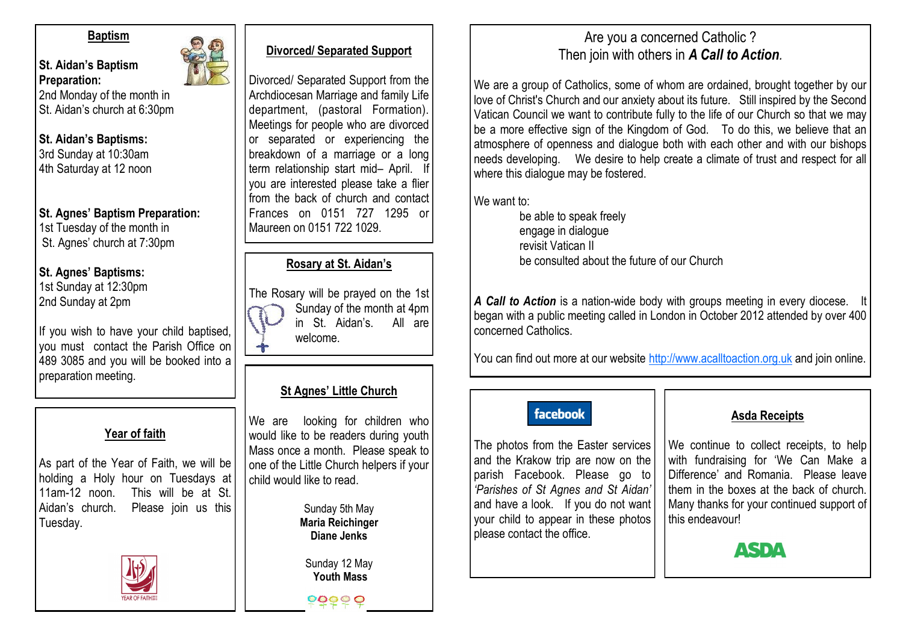## Baptism

**St. Aidan's Baptism Preparation:**
2nd Monday of the month in St. Aidan's church at 6:30pm

**St. Aidan's Baptisms:**
3rd Sunday at 10:30am
4th Saturday at 12 noon

**St. Agnes' Baptism Preparation:**
1st Tuesday of the month in St. Agnes' church at 7:30pm

**St. Agnes' Baptisms:**
1st Sunday at 12:30pm
2nd Sunday at 2pm

If you wish to have your child baptised, you must contact the Parish Office on 489 3085 and you will be booked into a preparation meeting.

## Year of faith

As part of the Year of Faith, we will be holding a Holy hour on Tuesdays at 11am-12 noon. This will be at St. Aidan's church. Please join us this Tuesday.

YEAR OF FAITH

## Divorced/ Separated Support

Divorced/ Separated Support from the Archdiocesan Marriage and family Life department, (pastoral Formation). Meetings for people who are divorced or separated or experiencing the breakdown of a marriage or a long term relationship start mid– April. If you are interested please take a flier from the back of church and contact Frances on 0151 727 1295 or Maureen on 0151 722 1029.

## Rosary at St. Aidan's

The Rosary will be prayed on the 1st Sunday of the month at 4pm in St. Aidan's. All are welcome.

## St Agnes' Little Church

We are looking for children who would like to be readers during youth Mass once a month. Please speak to one of the Little Church helpers if your child would like to read.

Sunday 5th May
**Maria Reichinger**
**Diane Jenks**

Sunday 12 May
**Youth Mass**

## Are you a concerned Catholic ? Then join with others in ***A Call to Action***.

We are a group of Catholics, some of whom are ordained, brought together by our love of Christ's Church and our anxiety about its future. Still inspired by the Second Vatican Council we want to contribute fully to the life of our Church so that we may be a more effective sign of the Kingdom of God. To do this, we believe that an atmosphere of openness and dialogue both with each other and with our bishops needs developing. We desire to help create a climate of trust and respect for all where this dialogue may be fostered.

We want to:

- be able to speak freely
- engage in dialogue
- revisit Vatican II
- be consulted about the future of our Church

***A Call to Action*** is a nation-wide body with groups meeting in every diocese. It began with a public meeting called in London in October 2012 attended by over 400 concerned Catholics.

You can find out more at our website http://www.acalltoaction.org.uk and join online.

**facebook**

The photos from the Easter services and the Krakow trip are now on the parish Facebook. Please go to *'Parishes of St Agnes and St Aidan'* and have a look. If you do not want your child to appear in these photos please contact the office.

## Asda Receipts

We continue to collect receipts, to help with fundraising for 'We Can Make a Difference' and Romania. Please leave them in the boxes at the back of church. Many thanks for your continued support of this endeavour!

ASDA